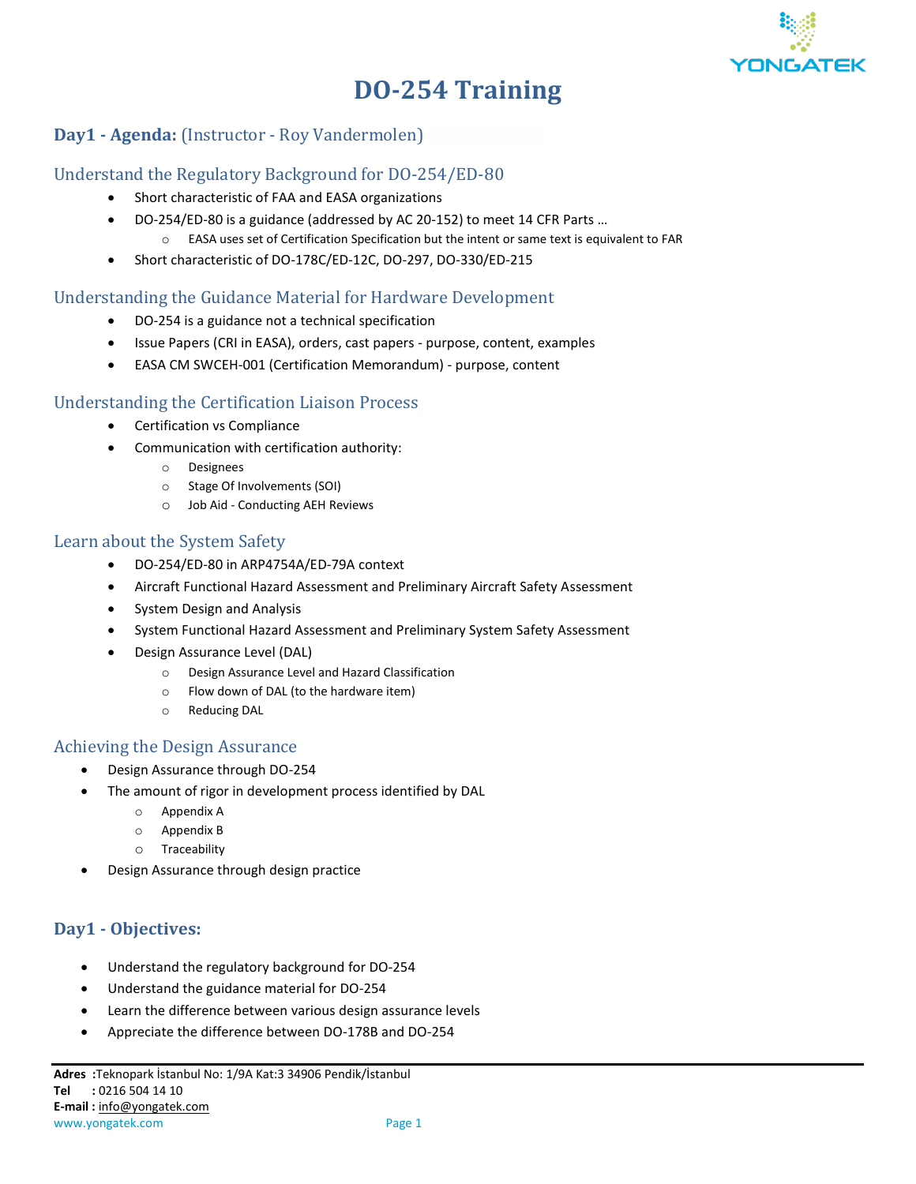# DO-254 Training

## Day1 - Agenda: (Instructor - Roy Vandermolen)

### Understand the Regulatory Background for DO-254/ED-80

- Short characteristic of FAA and EASA organizations
- DO-254/ED-80 is a guidance (addressed by AC 20-152) to meet 14 CFR Parts …
  - EASA uses set of Certification Specification but the intent or same text is equivalent to FAR
- Short characteristic of DO-178C/ED-12C, DO-297, DO-330/ED-215

### Understanding the Guidance Material for Hardware Development

- DO-254 is a guidance not a technical specification
- Issue Papers (CRI in EASA), orders, cast papers - purpose, content, examples
- EASA CM SWCEH-001 (Certification Memorandum) - purpose, content

### Understanding the Certification Liaison Process

- Certification vs Compliance
- Communication with certification authority:
  - Designees
  - Stage Of Involvements (SOI)
  - Job Aid - Conducting AEH Reviews

### Learn about the System Safety

- DO-254/ED-80 in ARP4754A/ED-79A context
- Aircraft Functional Hazard Assessment and Preliminary Aircraft Safety Assessment
- System Design and Analysis
- System Functional Hazard Assessment and Preliminary System Safety Assessment
- Design Assurance Level (DAL)
  - Design Assurance Level and Hazard Classification
  - Flow down of DAL (to the hardware item)
  - Reducing DAL

### Achieving the Design Assurance

- Design Assurance through DO-254
- The amount of rigor in development process identified by DAL
  - Appendix A
  - Appendix B
  - Traceability
- Design Assurance through design practice

## Day1 - Objectives:

- Understand the regulatory background for DO-254
- Understand the guidance material for DO-254
- Learn the difference between various design assurance levels
- Appreciate the difference between DO-178B and DO-254

**Adres :** Teknopark İstanbul No: 1/9A Kat:3 34906 Pendik/İstanbul
**Tel :** 0216 504 14 10
**E-mail :** info@yongatek.com
www.yongatek.com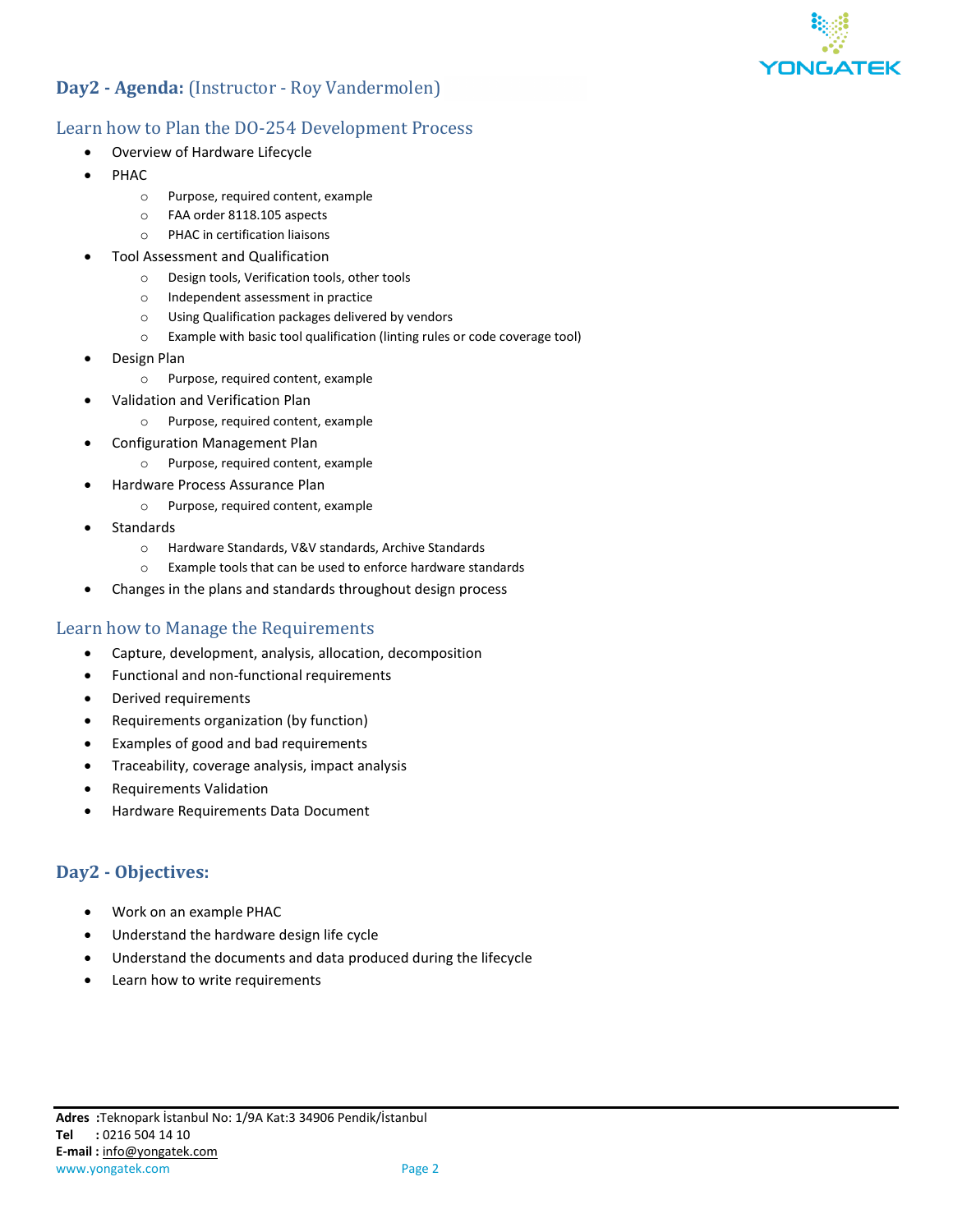## **Day2 - Agenda:** (Instructor - Roy Vandermolen)

### Learn how to Plan the DO-254 Development Process

- Overview of Hardware Lifecycle
- PHAC
  - Purpose, required content, example
  - FAA order 8118.105 aspects
  - PHAC in certification liaisons
- Tool Assessment and Qualification
  - Design tools, Verification tools, other tools
  - Independent assessment in practice
  - Using Qualification packages delivered by vendors
  - Example with basic tool qualification (linting rules or code coverage tool)
- Design Plan
  - Purpose, required content, example
- Validation and Verification Plan
  - Purpose, required content, example
- Configuration Management Plan
  - Purpose, required content, example
- Hardware Process Assurance Plan
  - Purpose, required content, example
- Standards
  - Hardware Standards, V&V standards, Archive Standards
  - Example tools that can be used to enforce hardware standards
- Changes in the plans and standards throughout design process

### Learn how to Manage the Requirements

- Capture, development, analysis, allocation, decomposition
- Functional and non-functional requirements
- Derived requirements
- Requirements organization (by function)
- Examples of good and bad requirements
- Traceability, coverage analysis, impact analysis
- Requirements Validation
- Hardware Requirements Data Document

## Day2 - Objectives:

- Work on an example PHAC
- Understand the hardware design life cycle
- Understand the documents and data produced during the lifecycle
- Learn how to write requirements

**Adres :** Teknopark İstanbul No: 1/9A Kat:3 34906 Pendik/İstanbul
**Tel :** 0216 504 14 10
**E-mail :** info@yongatek.com
www.yongatek.com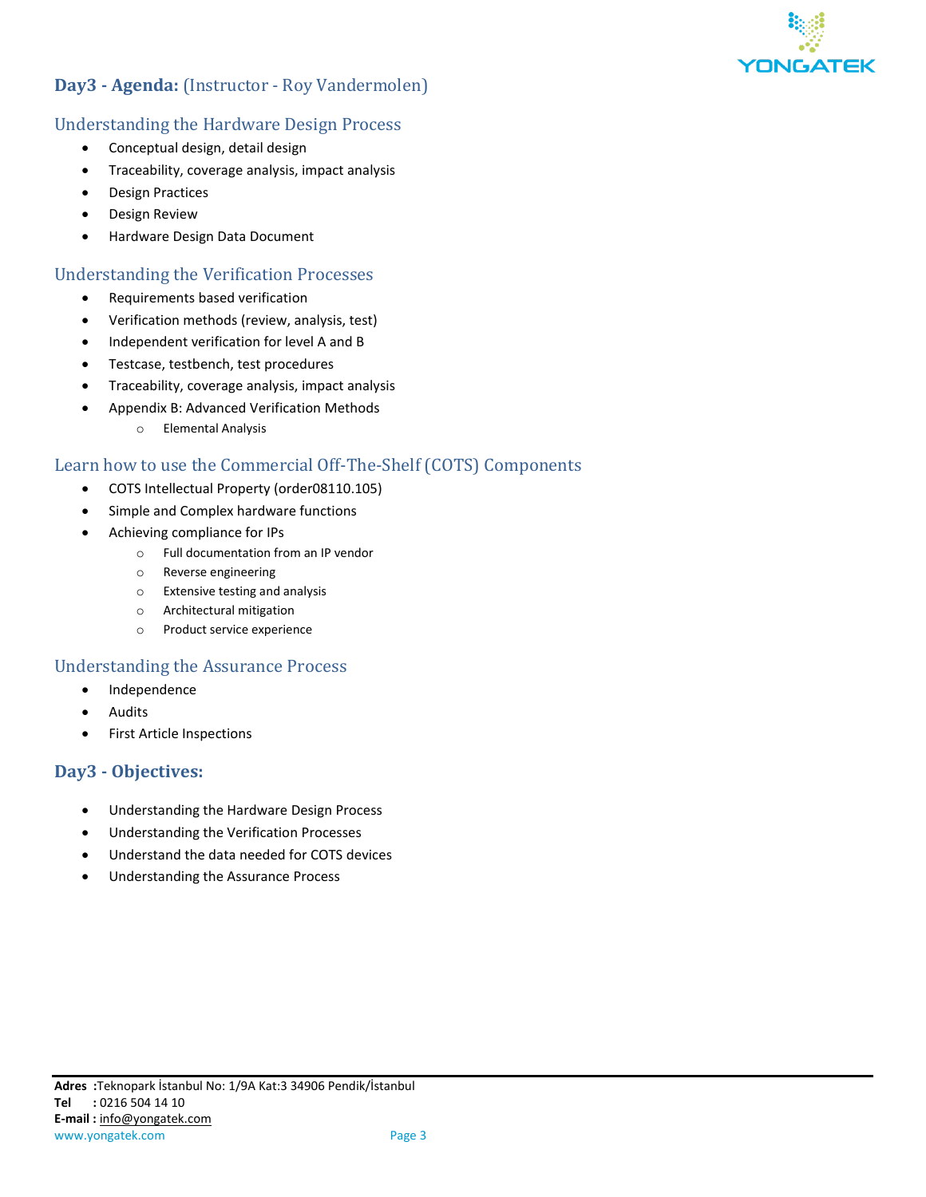## **Day3 - Agenda:** (Instructor - Roy Vandermolen)

### Understanding the Hardware Design Process

- Conceptual design, detail design
- Traceability, coverage analysis, impact analysis
- Design Practices
- Design Review
- Hardware Design Data Document

### Understanding the Verification Processes

- Requirements based verification
- Verification methods (review, analysis, test)
- Independent verification for level A and B
- Testcase, testbench, test procedures
- Traceability, coverage analysis, impact analysis
- Appendix B: Advanced Verification Methods
  - Elemental Analysis

### Learn how to use the Commercial Off-The-Shelf (COTS) Components

- COTS Intellectual Property (order08110.105)
- Simple and Complex hardware functions
- Achieving compliance for IPs
  - Full documentation from an IP vendor
  - Reverse engineering
  - Extensive testing and analysis
  - Architectural mitigation
  - Product service experience

### Understanding the Assurance Process

- Independence
- Audits
- First Article Inspections

## **Day3 - Objectives:**

- Understanding the Hardware Design Process
- Understanding the Verification Processes
- Understand the data needed for COTS devices
- Understanding the Assurance Process

**Adres :** Teknopark İstanbul No: 1/9A Kat:3 34906 Pendik/İstanbul
**Tel :** 0216 504 14 10
**E-mail :** info@yongatek.com
www.yongatek.com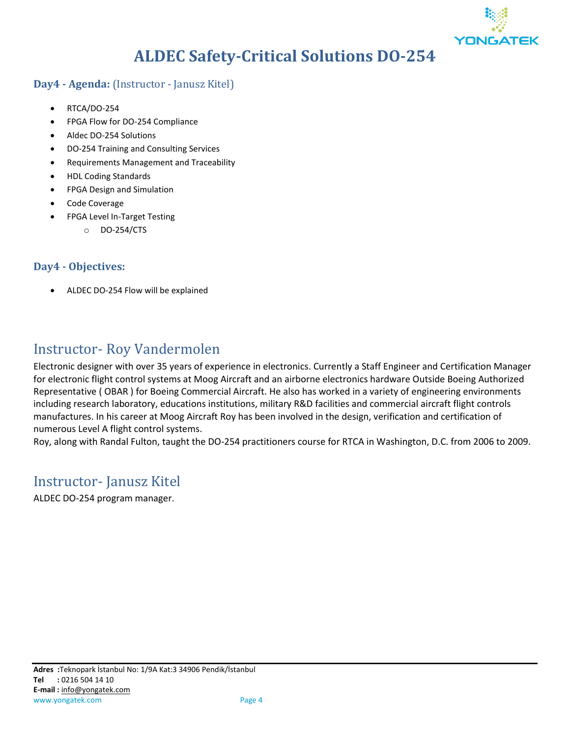# ALDEC Safety-Critical Solutions DO-254

### **Day4 - Agenda:** (Instructor - Janusz Kitel)

- RTCA/DO-254
- FPGA Flow for DO-254 Compliance
- Aldec DO-254 Solutions
- DO-254 Training and Consulting Services
- Requirements Management and Traceability
- HDL Coding Standards
- FPGA Design and Simulation
- Code Coverage
- FPGA Level In-Target Testing
  - DO-254/CTS

### **Day4 - Objectives:**

- ALDEC DO-254 Flow will be explained

## Instructor- Roy Vandermolen

Electronic designer with over 35 years of experience in electronics. Currently a Staff Engineer and Certification Manager for electronic flight control systems at Moog Aircraft and an airborne electronics hardware Outside Boeing Authorized Representative ( OBAR ) for Boeing Commercial Aircraft. He also has worked in a variety of engineering environments including research laboratory, educations institutions, military R&D facilities and commercial aircraft flight controls manufactures. In his career at Moog Aircraft Roy has been involved in the design, verification and certification of numerous Level A flight control systems.
Roy, along with Randal Fulton, taught the DO-254 practitioners course for RTCA in Washington, D.C. from 2006 to 2009.

## Instructor- Janusz Kitel

ALDEC DO-254 program manager.

**Adres :** Teknopark İstanbul No: 1/9A Kat:3 34906 Pendik/İstanbul
**Tel :** 0216 504 14 10
**E-mail :** info@yongatek.com
www.yongatek.com